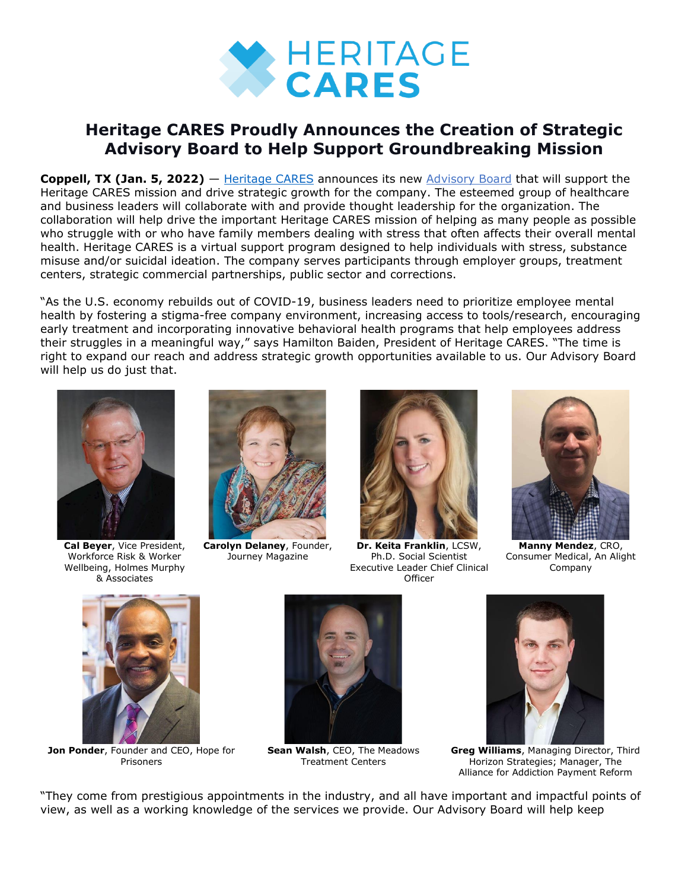# Heritage CARES Proudly Announces the Creation of Strategic Advisory Board to Help Support Groundbreaking Mission

**Coppell, TX (Jan. 5, 2022)** — Heritage CARES announces its new Advisory Board that will support the Heritage CARES mission and drive strategic growth for the company. The esteemed group of healthcare and business leaders will collaborate with and provide thought leadership for the organization. The collaboration will help drive the important Heritage CARES mission of helping as many people as possible who struggle with or who have family members dealing with stress that often affects their overall mental health. Heritage CARES is a virtual support program designed to help individuals with stress, substance misuse and/or suicidal ideation. The company serves participants through employer groups, treatment centers, strategic commercial partnerships, public sector and corrections.

"As the U.S. economy rebuilds out of COVID-19, business leaders need to prioritize employee mental health by fostering a stigma-free company environment, increasing access to tools/research, encouraging early treatment and incorporating innovative behavioral health programs that help employees address their struggles in a meaningful way," says Hamilton Baiden, President of Heritage CARES. "The time is right to expand our reach and address strategic growth opportunities available to us. Our Advisory Board will help us do just that.

**Cal Beyer**, Vice President, Workforce Risk & Worker Wellbeing, Holmes Murphy & Associates

**Carolyn Delaney**, Founder, Journey Magazine

**Dr. Keita Franklin**, LCSW, Ph.D. Social Scientist Executive Leader Chief Clinical Officer

**Manny Mendez**, CRO, Consumer Medical, An Alight Company

**Jon Ponder**, Founder and CEO, Hope for Prisoners

**Sean Walsh**, CEO, The Meadows Treatment Centers

**Greg Williams**, Managing Director, Third Horizon Strategies; Manager, The Alliance for Addiction Payment Reform

"They come from prestigious appointments in the industry, and all have important and impactful points of view, as well as a working knowledge of the services we provide. Our Advisory Board will help keep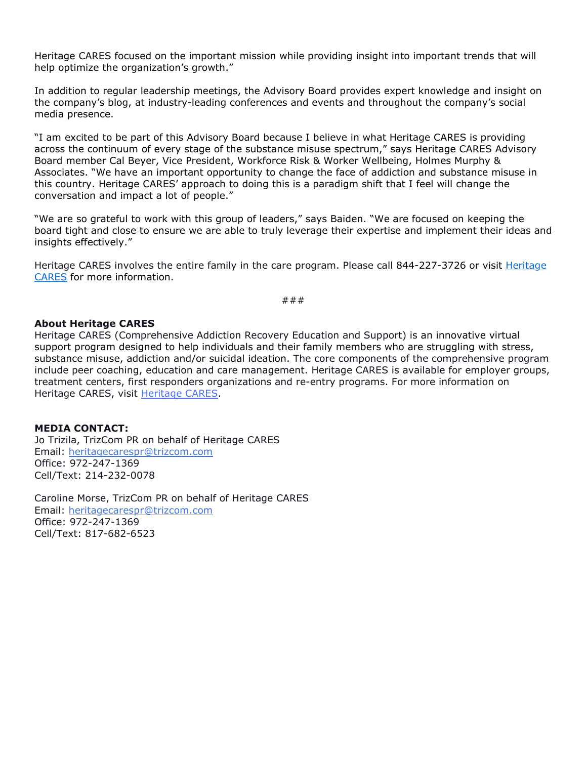Heritage CARES focused on the important mission while providing insight into important trends that will help optimize the organization's growth."

In addition to regular leadership meetings, the Advisory Board provides expert knowledge and insight on the company's blog, at industry-leading conferences and events and throughout the company's social media presence.

"I am excited to be part of this Advisory Board because I believe in what Heritage CARES is providing across the continuum of every stage of the substance misuse spectrum," says Heritage CARES Advisory Board member Cal Beyer, Vice President, Workforce Risk & Worker Wellbeing, Holmes Murphy & Associates. "We have an important opportunity to change the face of addiction and substance misuse in this country. Heritage CARES' approach to doing this is a paradigm shift that I feel will change the conversation and impact a lot of people."

"We are so grateful to work with this group of leaders," says Baiden. "We are focused on keeping the board tight and close to ensure we are able to truly leverage their expertise and implement their ideas and insights effectively."

Heritage CARES involves the entire family in the care program. Please call 844-227-3726 or visit [Heritage CARES](Heritage CARES) for more information.

###

**About Heritage CARES**
Heritage CARES (Comprehensive Addiction Recovery Education and Support) is an innovative virtual support program designed to help individuals and their family members who are struggling with stress, substance misuse, addiction and/or suicidal ideation. The core components of the comprehensive program include peer coaching, education and care management. Heritage CARES is available for employer groups, treatment centers, first responders organizations and re-entry programs. For more information on Heritage CARES, visit [Heritage CARES](Heritage CARES).

**MEDIA CONTACT:**
Jo Trizila, TrizCom PR on behalf of Heritage CARES
Email: heritagecarespr@trizcom.com
Office: 972-247-1369
Cell/Text: 214-232-0078

Caroline Morse, TrizCom PR on behalf of Heritage CARES
Email: heritagecarespr@trizcom.com
Office: 972-247-1369
Cell/Text: 817-682-6523